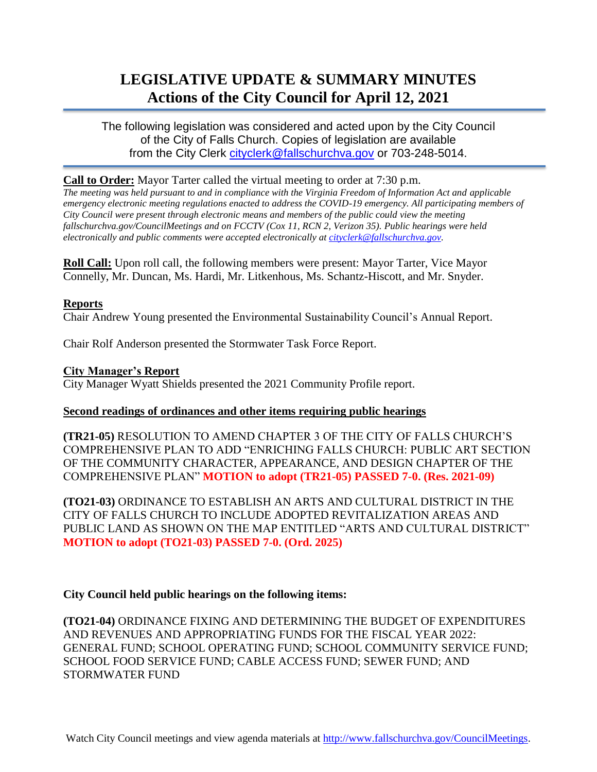# LEGISLATIVE UPDATE & SUMMARY MINUTES
## Actions of the City Council for April 12, 2021

The following legislation was considered and acted upon by the City Council of the City of Falls Church. Copies of legislation are available from the City Clerk cityclerk@fallschurchva.gov or 703-248-5014.

**Call to Order:** Mayor Tarter called the virtual meeting to order at 7:30 p.m.

*The meeting was held pursuant to and in compliance with the Virginia Freedom of Information Act and applicable emergency electronic meeting regulations enacted to address the COVID-19 emergency. All participating members of City Council were present through electronic means and members of the public could view the meeting fallschurchva.gov/CouncilMeetings and on FCCTV (Cox 11, RCN 2, Verizon 35). Public hearings were held electronically and public comments were accepted electronically at cityclerk@fallschurchva.gov.*

**Roll Call:** Upon roll call, the following members were present: Mayor Tarter, Vice Mayor Connelly, Mr. Duncan, Ms. Hardi, Mr. Litkenhous, Ms. Schantz-Hiscott, and Mr. Snyder.

**Reports**

Chair Andrew Young presented the Environmental Sustainability Council's Annual Report.

Chair Rolf Anderson presented the Stormwater Task Force Report.

**City Manager's Report**

City Manager Wyatt Shields presented the 2021 Community Profile report.

**Second readings of ordinances and other items requiring public hearings**

**(TR21-05)** RESOLUTION TO AMEND CHAPTER 3 OF THE CITY OF FALLS CHURCH'S COMPREHENSIVE PLAN TO ADD "ENRICHING FALLS CHURCH: PUBLIC ART SECTION OF THE COMMUNITY CHARACTER, APPEARANCE, AND DESIGN CHAPTER OF THE COMPREHENSIVE PLAN" **MOTION to adopt (TR21-05) PASSED 7-0. (Res. 2021-09)**

**(TO21-03)** ORDINANCE TO ESTABLISH AN ARTS AND CULTURAL DISTRICT IN THE CITY OF FALLS CHURCH TO INCLUDE ADOPTED REVITALIZATION AREAS AND PUBLIC LAND AS SHOWN ON THE MAP ENTITLED "ARTS AND CULTURAL DISTRICT" **MOTION to adopt (TO21-03) PASSED 7-0. (Ord. 2025)**

**City Council held public hearings on the following items:**

**(TO21-04)** ORDINANCE FIXING AND DETERMINING THE BUDGET OF EXPENDITURES AND REVENUES AND APPROPRIATING FUNDS FOR THE FISCAL YEAR 2022: GENERAL FUND; SCHOOL OPERATING FUND; SCHOOL COMMUNITY SERVICE FUND; SCHOOL FOOD SERVICE FUND; CABLE ACCESS FUND; SEWER FUND; AND STORMWATER FUND

Watch City Council meetings and view agenda materials at http://www.fallschurchva.gov/CouncilMeetings.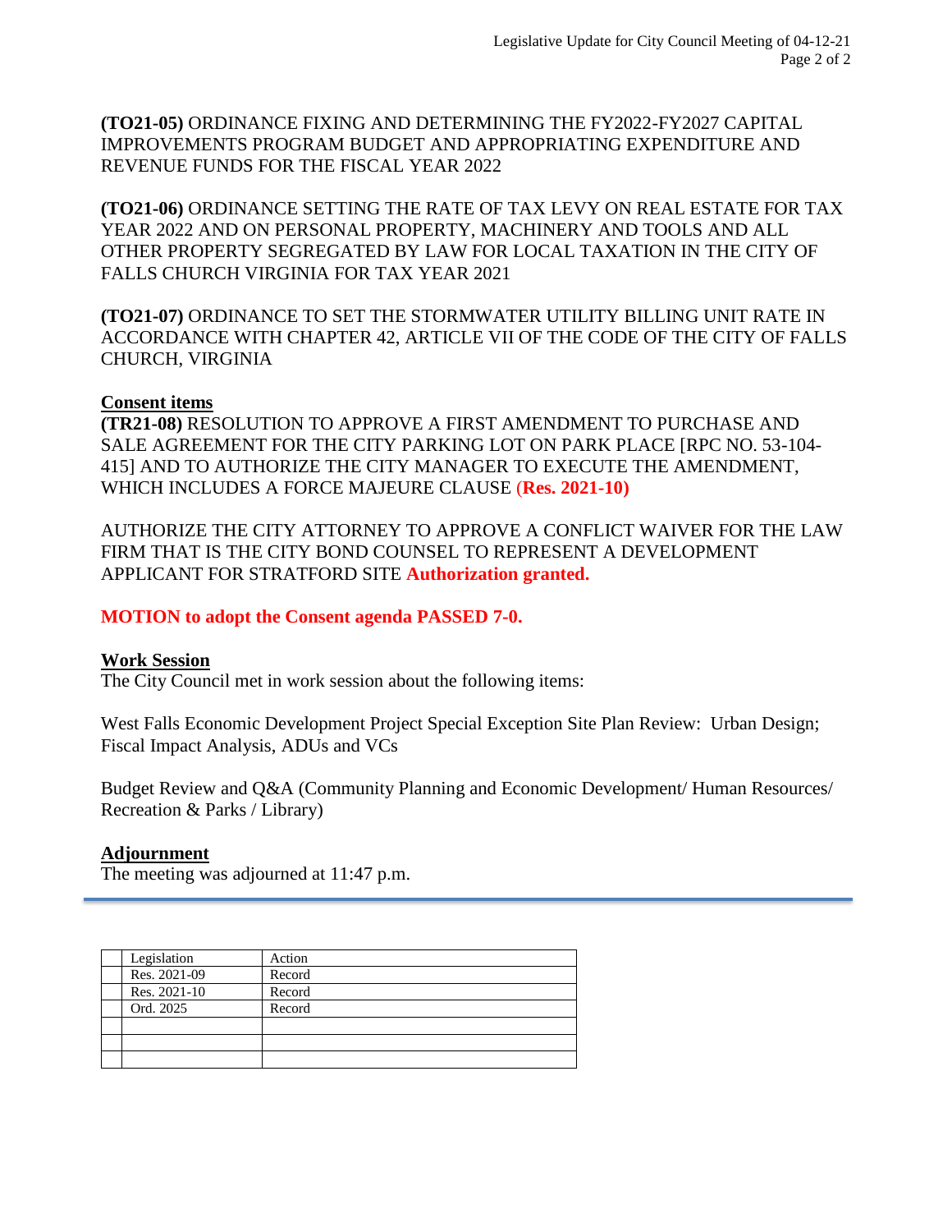**(TO21-05)** ORDINANCE FIXING AND DETERMINING THE FY2022-FY2027 CAPITAL IMPROVEMENTS PROGRAM BUDGET AND APPROPRIATING EXPENDITURE AND REVENUE FUNDS FOR THE FISCAL YEAR 2022

**(TO21-06)** ORDINANCE SETTING THE RATE OF TAX LEVY ON REAL ESTATE FOR TAX YEAR 2022 AND ON PERSONAL PROPERTY, MACHINERY AND TOOLS AND ALL OTHER PROPERTY SEGREGATED BY LAW FOR LOCAL TAXATION IN THE CITY OF FALLS CHURCH VIRGINIA FOR TAX YEAR 2021

**(TO21-07)** ORDINANCE TO SET THE STORMWATER UTILITY BILLING UNIT RATE IN ACCORDANCE WITH CHAPTER 42, ARTICLE VII OF THE CODE OF THE CITY OF FALLS CHURCH, VIRGINIA

## Consent items

**(TR21-08)** RESOLUTION TO APPROVE A FIRST AMENDMENT TO PURCHASE AND SALE AGREEMENT FOR THE CITY PARKING LOT ON PARK PLACE [RPC NO. 53-104-415] AND TO AUTHORIZE THE CITY MANAGER TO EXECUTE THE AMENDMENT, WHICH INCLUDES A FORCE MAJEURE CLAUSE **(Res. 2021-10)**

AUTHORIZE THE CITY ATTORNEY TO APPROVE A CONFLICT WAIVER FOR THE LAW FIRM THAT IS THE CITY BOND COUNSEL TO REPRESENT A DEVELOPMENT APPLICANT FOR STRATFORD SITE **Authorization granted.**

**MOTION to adopt the Consent agenda PASSED 7-0.**

## Work Session

The City Council met in work session about the following items:

West Falls Economic Development Project Special Exception Site Plan Review: Urban Design; Fiscal Impact Analysis, ADUs and VCs

Budget Review and Q&A (Community Planning and Economic Development/ Human Resources/ Recreation & Parks / Library)

## Adjournment

The meeting was adjourned at 11:47 p.m.

| | Legislation | Action |
|---|---|---|
| | Res. 2021-09 | Record |
| | Res. 2021-10 | Record |
| | Ord. 2025 | Record |
| | | |
| | | |
| | | |